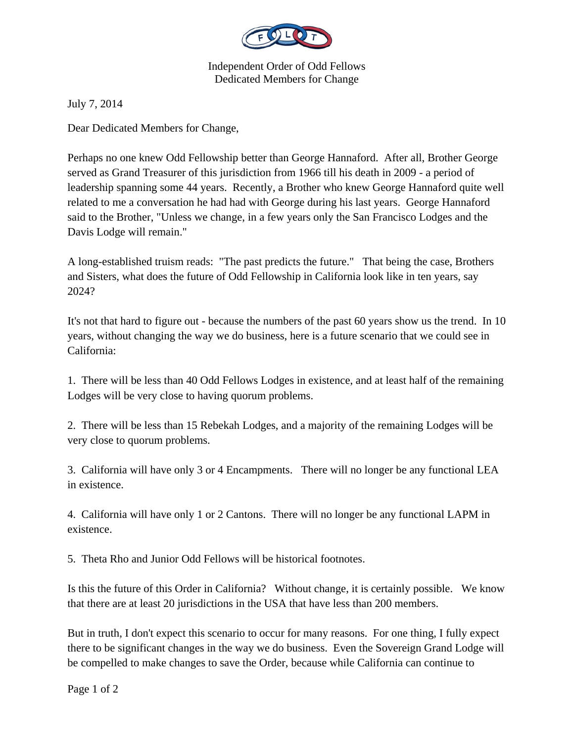Independent Order of Odd Fellows
Dedicated Members for Change

July 7, 2014

Dear Dedicated Members for Change,

Perhaps no one knew Odd Fellowship better than George Hannaford. After all, Brother George served as Grand Treasurer of this jurisdiction from 1966 till his death in 2009 - a period of leadership spanning some 44 years. Recently, a Brother who knew George Hannaford quite well related to me a conversation he had had with George during his last years. George Hannaford said to the Brother, "Unless we change, in a few years only the San Francisco Lodges and the Davis Lodge will remain."

A long-established truism reads: "The past predicts the future." That being the case, Brothers and Sisters, what does the future of Odd Fellowship in California look like in ten years, say 2024?

It's not that hard to figure out - because the numbers of the past 60 years show us the trend. In 10 years, without changing the way we do business, here is a future scenario that we could see in California:

1. There will be less than 40 Odd Fellows Lodges in existence, and at least half of the remaining Lodges will be very close to having quorum problems.

2. There will be less than 15 Rebekah Lodges, and a majority of the remaining Lodges will be very close to quorum problems.

3. California will have only 3 or 4 Encampments. There will no longer be any functional LEA in existence.

4. California will have only 1 or 2 Cantons. There will no longer be any functional LAPM in existence.

5. Theta Rho and Junior Odd Fellows will be historical footnotes.

Is this the future of this Order in California? Without change, it is certainly possible. We know that there are at least 20 jurisdictions in the USA that have less than 200 members.

But in truth, I don't expect this scenario to occur for many reasons. For one thing, I fully expect there to be significant changes in the way we do business. Even the Sovereign Grand Lodge will be compelled to make changes to save the Order, because while California can continue to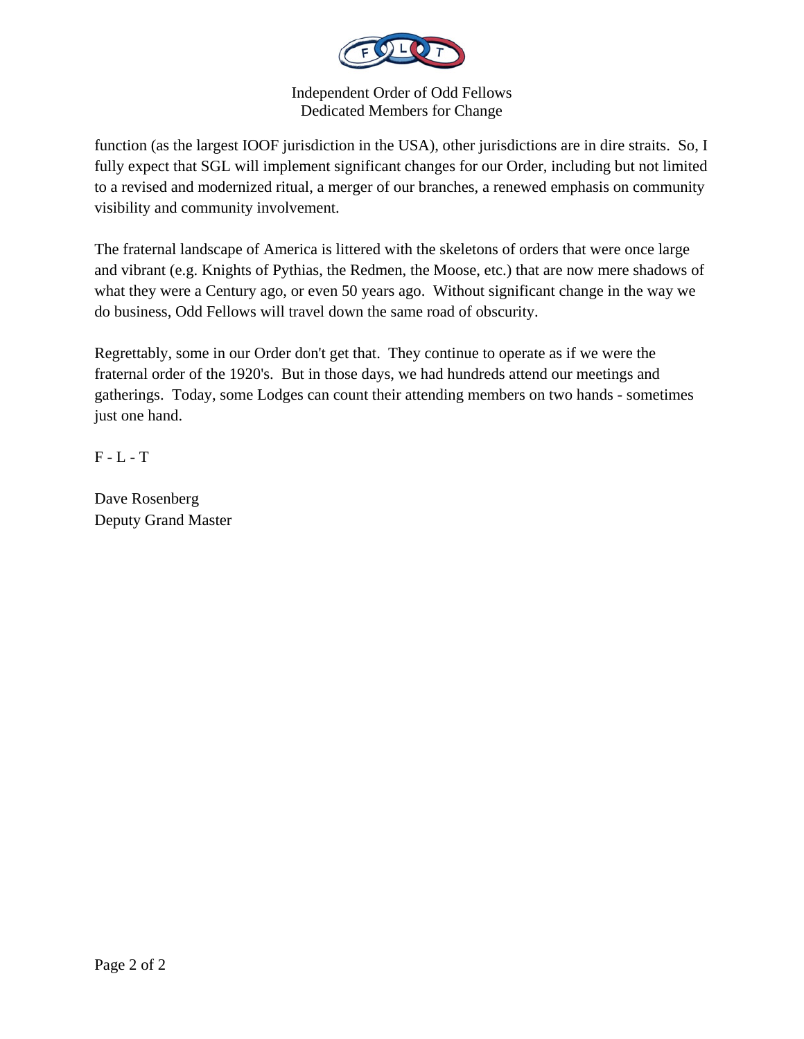function (as the largest IOOF jurisdiction in the USA), other jurisdictions are in dire straits. So, I fully expect that SGL will implement significant changes for our Order, including but not limited to a revised and modernized ritual, a merger of our branches, a renewed emphasis on community visibility and community involvement.

The fraternal landscape of America is littered with the skeletons of orders that were once large and vibrant (e.g. Knights of Pythias, the Redmen, the Moose, etc.) that are now mere shadows of what they were a Century ago, or even 50 years ago. Without significant change in the way we do business, Odd Fellows will travel down the same road of obscurity.

Regrettably, some in our Order don't get that. They continue to operate as if we were the fraternal order of the 1920's. But in those days, we had hundreds attend our meetings and gatherings. Today, some Lodges can count their attending members on two hands - sometimes just one hand.

F - L - T

Dave Rosenberg
Deputy Grand Master